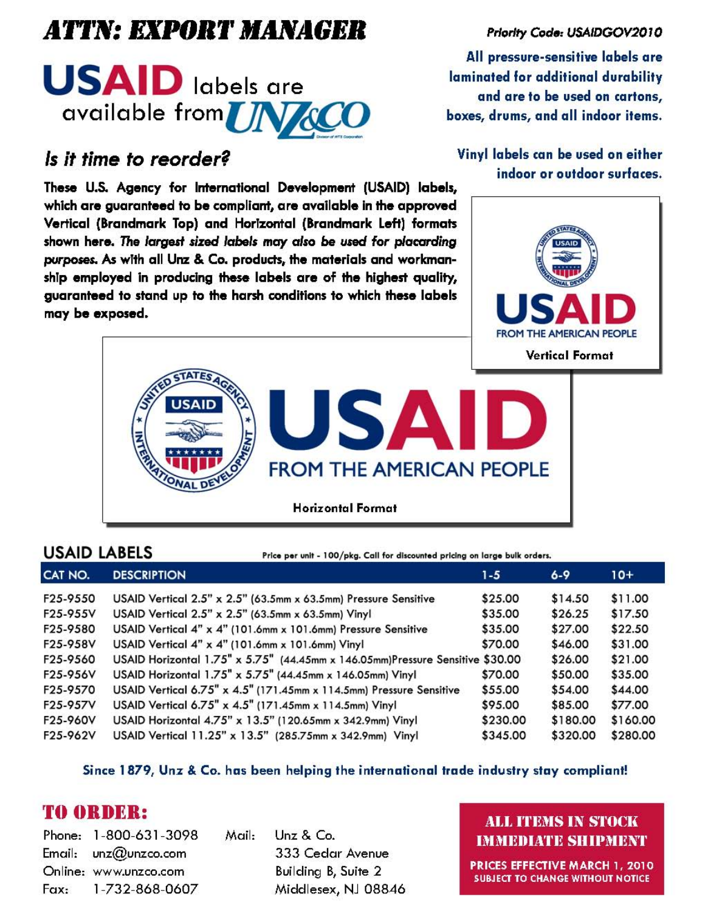# ATTN: EXPORT MANAGER

Priority Code: USAIDGOV2010

## USAID labels are available from UNZ&CO

**All pressure-sensitive labels are laminated for additional durability and are to be used on cartons, boxes, drums, and all indoor items.**

**Vinyl labels can be used on either indoor or outdoor surfaces.**

### *Is it time to reorder?*

**These U.S. Agency for International Development (USAID) labels, which are guaranteed to be compliant, are available in the approved Vertical (Brandmark Top) and Horizontal (Brandmark Left) formats shown here. *The largest sized labels may also be used for placarding purposes.* As with all Unz & Co. products, the materials and workmanship employed in producing these labels are of the highest quality, guaranteed to stand up to the harsh conditions to which these labels may be exposed.**

Vertical Format

Horizontal Format

## USAID LABELS

Price per unit - 100/pkg. Call for discounted pricing on large bulk orders.

| CAT NO. | DESCRIPTION | 1-5 | 6-9 | 10+ |
|---|---|---|---|---|
| F25-9550 | USAID Vertical 2.5" x 2.5" (63.5mm x 63.5mm) Pressure Sensitive | $25.00 | $14.50 | $11.00 |
| F25-955V | USAID Vertical 2.5" x 2.5" (63.5mm x 63.5mm) Vinyl | $35.00 | $26.25 | $17.50 |
| F25-9580 | USAID Vertical 4" x 4" (101.6mm x 101.6mm) Pressure Sensitive | $35.00 | $27.00 | $22.50 |
| F25-958V | USAID Vertical 4" x 4" (101.6mm x 101.6mm) Vinyl | $70.00 | $46.00 | $31.00 |
| F25-9560 | USAID Horizontal 1.75" x 5.75" (44.45mm x 146.05mm) Pressure Sensitive | $30.00 | $26.00 | $21.00 |
| F25-956V | USAID Horizontal 1.75" x 5.75" (44.45mm x 146.05mm) Vinyl | $70.00 | $50.00 | $35.00 |
| F25-9570 | USAID Vertical 6.75" x 4.5" (171.45mm x 114.5mm) Pressure Sensitive | $55.00 | $54.00 | $44.00 |
| F25-957V | USAID Vertical 6.75" x 4.5" (171.45mm x 114.5mm) Vinyl | $95.00 | $85.00 | $77.00 |
| F25-960V | USAID Horizontal 4.75" x 13.5" (120.65mm x 342.9mm) Vinyl | $230.00 | $180.00 | $160.00 |
| F25-962V | USAID Vertical 11.25" x 13.5" (285.75mm x 342.9mm) Vinyl | $345.00 | $320.00 | $280.00 |

**Since 1879, Unz & Co. has been helping the international trade industry stay compliant!**

## TO ORDER:

Phone: 1-800-631-3098
Email: unz@unzco.com
Online: www.unzco.com
Fax: 1-732-868-0607

Mail:
Unz & Co.
333 Cedar Avenue
Building B, Suite 2
Middlesex, NJ 08846

**ALL ITEMS IN STOCK**
**IMMEDIATE SHIPMENT**

**PRICES EFFECTIVE MARCH 1, 2010**
**SUBJECT TO CHANGE WITHOUT NOTICE**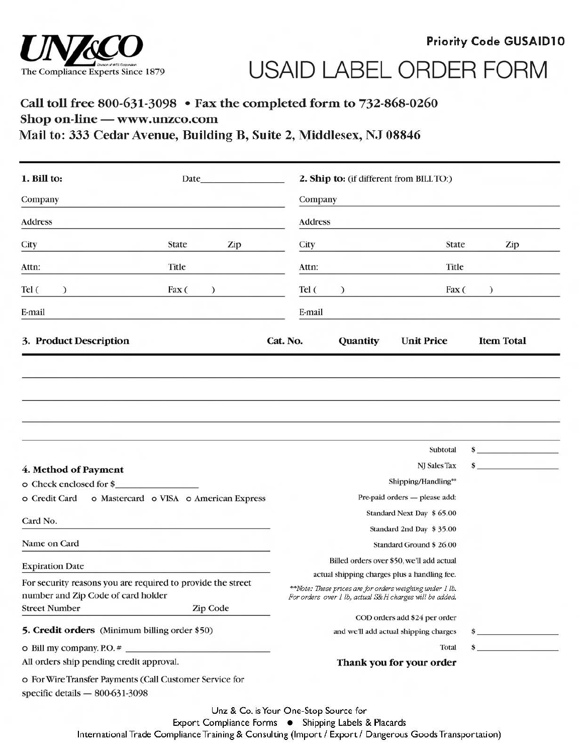UNZ&CO

The Compliance Experts Since 1879

**Priority Code GUSAID10**

# USAID LABEL ORDER FORM

**Call toll free 800-631-3098 • Fax the completed form to 732-868-0260**
**Shop on-line — www.unzco.com**
**Mail to: 333 Cedar Avenue, Building B, Suite 2, Middlesex, NJ 08846**

**1. Bill to:** Date\_\_\_\_\_\_\_\_\_\_\_\_\_\_

Company

Address

City State Zip

Attn: Title

Tel ( ) Fax ( )

E-mail

**2. Ship to:** (if different from BILL TO:)

Company

Address

City State Zip

Attn: Title

Tel ( ) Fax ( )

E-mail

| 3. Product Description | Cat. No. | Quantity | Unit Price | Item Total |
|---|---|---|---|---|
| | | | | |
| | | | | |
| | | | | |
| | | | | |

Subtotal $ \_\_\_\_\_\_\_\_\_\_\_\_\_\_

NJ Sales Tax $ \_\_\_\_\_\_\_\_\_\_\_\_\_\_

Shipping/Handling**

Pre-paid orders — please add:

Standard Next Day $ 65.00

Standard 2nd Day $ 35.00

Standard Ground $ 26.00

Billed orders over $50, we'll add actual

actual shipping charges plus a handling fee.

*\*\*Note: These prices are for orders weighing under 1 lb. For orders over 1 lb, actual S&H charges will be added.*

COD orders add $24 per order

and we'll add actual shipping charges $ \_\_\_\_\_\_\_\_\_\_\_\_\_\_

Total $ \_\_\_\_\_\_\_\_\_\_\_\_\_\_

**Thank you for your order**

**4. Method of Payment**

o Check enclosed for $\_\_\_\_\_\_\_\_\_\_\_\_\_\_

o Credit Card o Mastercard o VISA o American Express

Card No.

Name on Card

Expiration Date

For security reasons you are required to provide the street number and Zip Code of card holder

Street Number Zip Code

**5. Credit orders** (Minimum billing order $50)

o Bill my company. P.O. # \_\_\_\_\_\_\_\_\_\_\_\_\_\_

All orders ship pending credit approval.

o For Wire Transfer Payments (Call Customer Service for specific details — 800-631-3098

Unz & Co. is Your One-Stop Source for
Export Compliance Forms • Shipping Labels & Placards
International Trade Compliance Training & Consulting (Import / Export / Dangerous Goods Transportation)